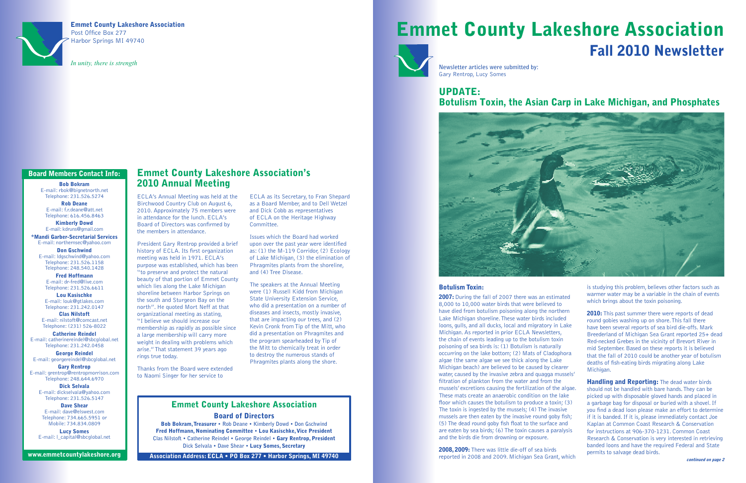**Emmet County Lakeshore Association**
Post Office Box 277
Harbor Springs MI 49740

*In unity, there is strength*

## Board Members Contact Info:

**Bob Bokram**
E-mail: rbok@bignetnorth.net
Telephone: 231.526.5274

**Rob Deane**
E-mail: f.r.deane@att.net
Telephone: 616.456.8463

**Kimberly Dowd**
E-mail: kdruns@gmail.com

**\*Mandi Garber-Secretarial Services**
E-mail: northernsec@yahoo.com

**Don Gschwind**
E-mail: ldgschwind@yahoo.com
Telephone: 231.526.1158
Telephone: 248.540.1428

**Fred Hoffmann**
E-mail: dr-fred@live.com
Telephone: 231.526.6611

**Lou Kasischke**
E-mail: louk@gtlakes.com
Telephone: 231.242.0147

**Clas Nilstoft**
E-mail: nilstoft@comcast.net
Telephone: (231) 526-8022

**Catherine Reindel**
E-mail: catherinereindel@sbcglobal.net
Telephone: 231.242.0458

**George Reindel**
E-mail: georgereindel@sbcglobal.net

**Gary Rentrop**
E-mail: grentrop@rentropmorrison.com
Telephone: 248.644.6970

**Dick Selvala**
E-mail: dickselvala@yahoo.com
Telephone: 231.526.5147

**Dave Shear**
E-mail: dave@elswest.com
Telephone: 734.665.5951 or
Mobile: 734.834.0809

**Lucy Somes**
E-mail: l_capital@sbcglobal.net

**www.emmetcountylakeshore.org**

## Emmet County Lakeshore Association's 2010 Annual Meeting

ECLA's Annual Meeting was held at the Birchwood Country Club on August 6, 2010. Approximately 75 members were in attendance for the lunch. ECLA's Board of Directors was confirmed by the members in attendance.

President Gary Rentrop provided a brief history of ECLA. Its first organization meeting was held in 1971. ECLA's purpose was established, which has been "to preserve and protect the natural beauty of that portion of Emmet County which lies along the Lake Michigan shoreline between Harbor Springs on the south and Sturgeon Bay on the north". He quoted Mort Neff at that organizational meeting as stating, "I believe we should increase our membership as rapidly as possible since a large membership will carry more weight in dealing with problems which arise." That statement 39 years ago rings true today.

Thanks from the Board were extended to Naomi Singer for her service to ECLA as its Secretary, to Fran Shepard as a Board Member, and to Dell Wetzel and Dick Cobb as representatives of ECLA on the Heritage Highway Committee.

Issues which the Board had worked upon over the past year were identified as: (1) the M-119 Corridor, (2) Ecology of Lake Michigan, (3) the elimination of Phragmites plants from the shoreline, and (4) Tree Disease.

The speakers at the Annual Meeting were (1) Russell Kidd from Michigan State University Extension Service, who did a presentation on a number of diseases and insects, mostly invasive, that are impacting our trees, and (2) Kevin Cronk from Tip of the Mitt, who did a presentation on Phragmites and the program spearheaded by Tip of the Mitt to chemically treat in order to destroy the numerous stands of Phragmites plants along the shore.

## Emmet County Lakeshore Association

### Board of Directors

**Bob Bokram, Treasurer** • Rob Deane • Kimberly Dowd • Don Gschwind
**Fred Hoffmann, Nominating Committee** • **Lou Kasischke, Vice President**
Clas Nilstoft • Catherine Reindel • George Reindel • **Gary Rentrop, President**
Dick Selvala • Dave Shear • **Lucy Somes, Secretary**

**Association Address: ECLA • PO Box 277 • Harbor Springs, MI 49740**

# Emmet County Lakeshore Association

## Fall 2010 Newsletter

Newsletter articles were submitted by:
Gary Rentrop, Lucy Somes

## UPDATE: Botulism Toxin, the Asian Carp in Lake Michigan, and Phosphates

### Botulism Toxin:

**2007:** During the fall of 2007 there was an estimated 8,000 to 10,000 water birds that were believed to have died from botulism poisoning along the northern Lake Michigan shoreline. These water birds included loons, gulls, and all ducks, local and migratory in Lake Michigan. As reported in prior ECLA Newsletters, the chain of events leading up to the botulism toxin poisoning of sea birds is: (1) Botulism is naturally occurring on the lake bottom; (2) Mats of Cladophora algae (the same algae we see thick along the Lake Michigan beach) are believed to be caused by clearer water, caused by the invasive zebra and quagga mussels' filtration of plankton from the water and from the mussels' excretions causing the fertilization of the algae. These mats create an anaerobic condition on the lake floor which causes the botulism to produce a toxin; (3) The toxin is ingested by the mussels; (4) The invasive mussels are then eaten by the invasive round goby fish; (5) The dead round goby fish float to the surface and are eaten by sea birds; (6) The toxin causes a paralysis and the birds die from drowning or exposure.

**2008, 2009:** There was little die-off of sea birds reported in 2008 and 2009. Michigan Sea Grant, which is studying this problem, believes other factors such as warmer water may be a variable in the chain of events which brings about the toxin poisoning.

**2010:** This past summer there were reports of dead round gobies washing up on shore. This fall there have been several reports of sea bird die-offs. Mark Breederland of Michigan Sea Grant reported 25+ dead Red-necked Grebes in the vicinity of Brevort River in mid September. Based on these reports it is believed that the fall of 2010 could be another year of botulism deaths of fish-eating birds migrating along Lake Michigan.

**Handling and Reporting:** The dead water birds should not be handled with bare hands. They can be picked up with disposable gloved hands and placed in a garbage bag for disposal or buried with a shovel. If you find a dead loon please make an effort to determine if it is banded. If it is, please immediately contact Joe Kaplan at Common Coast Research & Conservation for instructions at 906-370-1231. Common Coast Research & Conservation is very interested in retrieving banded loons and have the required Federal and State permits to salvage dead birds.

*continued on page 2*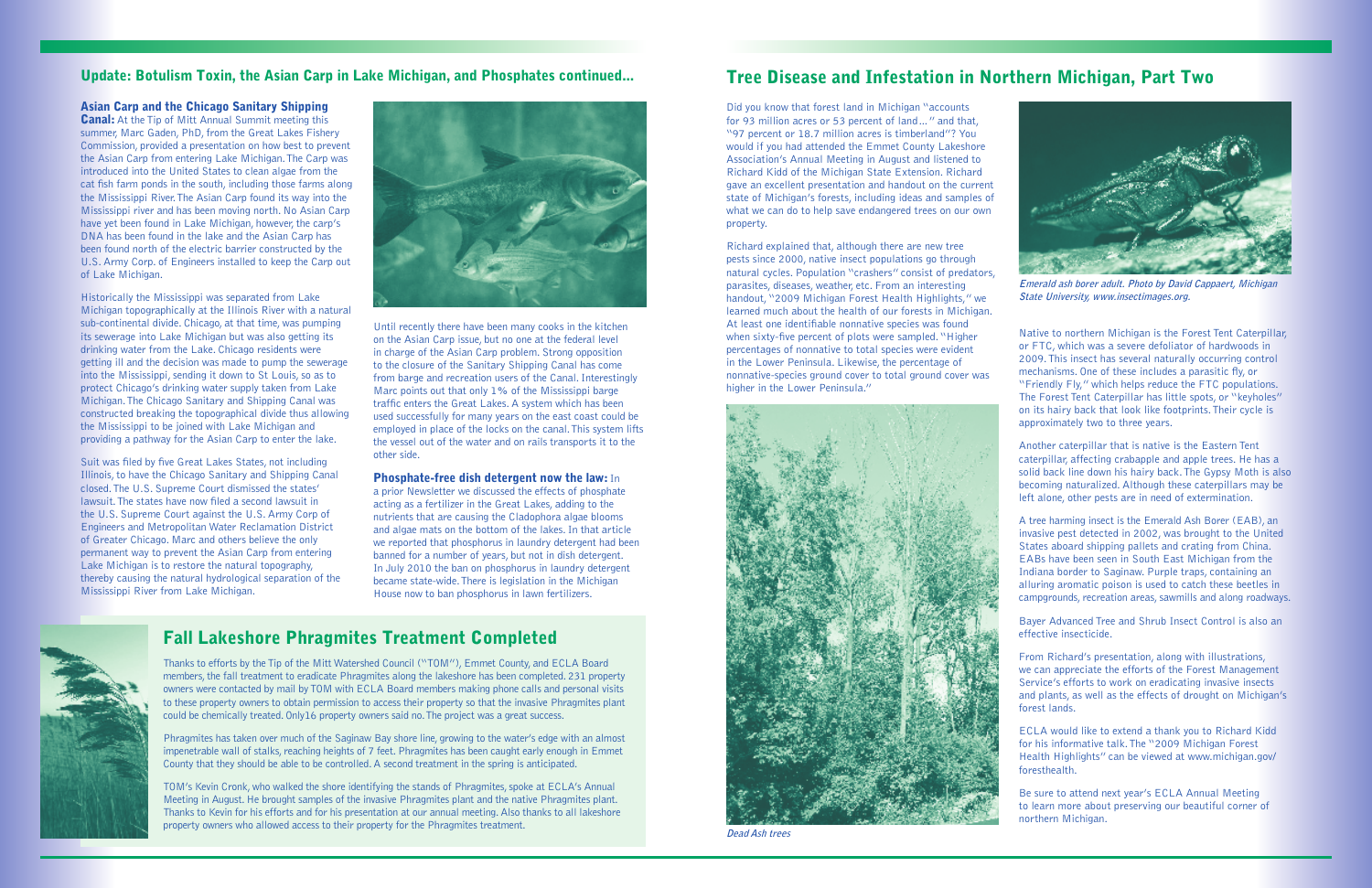## Update: Botulism Toxin, the Asian Carp in Lake Michigan, and Phosphates continued...

**Asian Carp and the Chicago Sanitary Shipping Canal:** At the Tip of Mitt Annual Summit meeting this summer, Marc Gaden, PhD, from the Great Lakes Fishery Commission, provided a presentation on how best to prevent the Asian Carp from entering Lake Michigan. The Carp was introduced into the United States to clean algae from the cat fish farm ponds in the south, including those farms along the Mississippi River. The Asian Carp found its way into the Mississippi river and has been moving north. No Asian Carp have yet been found in Lake Michigan, however, the carp's DNA has been found in the lake and the Asian Carp has been found north of the electric barrier constructed by the U.S. Army Corp. of Engineers installed to keep the Carp out of Lake Michigan.

Historically the Mississippi was separated from Lake Michigan topographically at the Illinois River with a natural sub-continental divide. Chicago, at that time, was pumping its sewerage into Lake Michigan but was also getting its drinking water from the Lake. Chicago residents were getting ill and the decision was made to pump the sewerage into the Mississippi, sending it down to St Louis, so as to protect Chicago's drinking water supply taken from Lake Michigan. The Chicago Sanitary and Shipping Canal was constructed breaking the topographical divide thus allowing the Mississippi to be joined with Lake Michigan and providing a pathway for the Asian Carp to enter the lake.

Suit was filed by five Great Lakes States, not including Illinois, to have the Chicago Sanitary and Shipping Canal closed. The U.S. Supreme Court dismissed the states' lawsuit. The states have now filed a second lawsuit in the U.S. Supreme Court against the U.S. Army Corp of Engineers and Metropolitan Water Reclamation District of Greater Chicago. Marc and others believe the only permanent way to prevent the Asian Carp from entering Lake Michigan is to restore the natural topography, thereby causing the natural hydrological separation of the Mississippi River from Lake Michigan.

Until recently there have been many cooks in the kitchen on the Asian Carp issue, but no one at the federal level in charge of the Asian Carp problem. Strong opposition to the closure of the Sanitary Shipping Canal has come from barge and recreation users of the Canal. Interestingly Marc points out that only 1% of the Mississippi barge traffic enters the Great Lakes. A system which has been used successfully for many years on the east coast could be employed in place of the locks on the canal. This system lifts the vessel out of the water and on rails transports it to the other side.

**Phosphate-free dish detergent now the law:** In a prior Newsletter we discussed the effects of phosphate acting as a fertilizer in the Great Lakes, adding to the nutrients that are causing the Cladophora algae blooms and algae mats on the bottom of the lakes. In that article we reported that phosphorus in laundry detergent had been banned for a number of years, but not in dish detergent. In July 2010 the ban on phosphorus in laundry detergent became state-wide. There is legislation in the Michigan House now to ban phosphorus in lawn fertilizers.

## Fall Lakeshore Phragmites Treatment Completed

Thanks to efforts by the Tip of the Mitt Watershed Council ("TOM"), Emmet County, and ECLA Board members, the fall treatment to eradicate Phragmites along the lakeshore has been completed. 231 property owners were contacted by mail by TOM with ECLA Board members making phone calls and personal visits to these property owners to obtain permission to access their property so that the invasive Phragmites plant could be chemically treated. Only16 property owners said no. The project was a great success.

Phragmites has taken over much of the Saginaw Bay shore line, growing to the water's edge with an almost impenetrable wall of stalks, reaching heights of 7 feet. Phragmites has been caught early enough in Emmet County that they should be able to be controlled. A second treatment in the spring is anticipated.

TOM's Kevin Cronk, who walked the shore identifying the stands of Phragmites, spoke at ECLA's Annual Meeting in August. He brought samples of the invasive Phragmites plant and the native Phragmites plant. Thanks to Kevin for his efforts and for his presentation at our annual meeting. Also thanks to all lakeshore property owners who allowed access to their property for the Phragmites treatment.

## Tree Disease and Infestation in Northern Michigan, Part Two

Did you know that forest land in Michigan "accounts for 93 million acres or 53 percent of land..." and that, "97 percent or 18.7 million acres is timberland"? You would if you had attended the Emmet County Lakeshore Association's Annual Meeting in August and listened to Richard Kidd of the Michigan State Extension. Richard gave an excellent presentation and handout on the current state of Michigan's forests, including ideas and samples of what we can do to help save endangered trees on our own property.

Richard explained that, although there are new tree pests since 2000, native insect populations go through natural cycles. Population "crashers" consist of predators, parasites, diseases, weather, etc. From an interesting handout, "2009 Michigan Forest Health Highlights," we learned much about the health of our forests in Michigan. At least one identifiable nonnative species was found when sixty-five percent of plots were sampled. "Higher percentages of nonnative to total species were evident in the Lower Peninsula. Likewise, the percentage of nonnative-species ground cover to total ground cover was higher in the Lower Peninsula."

*Dead Ash trees*

*Emerald ash borer adult. Photo by David Cappaert, Michigan State University, www.insectimages.org.*

Native to northern Michigan is the Forest Tent Caterpillar, or FTC, which was a severe defoliator of hardwoods in 2009. This insect has several naturally occurring control mechanisms. One of these includes a parasitic fly, or "Friendly Fly," which helps reduce the FTC populations. The Forest Tent Caterpillar has little spots, or "keyholes" on its hairy back that look like footprints. Their cycle is approximately two to three years.

Another caterpillar that is native is the Eastern Tent caterpillar, affecting crabapple and apple trees. He has a solid back line down his hairy back. The Gypsy Moth is also becoming naturalized. Although these caterpillars may be left alone, other pests are in need of extermination.

A tree harming insect is the Emerald Ash Borer (EAB), an invasive pest detected in 2002, was brought to the United States aboard shipping pallets and crating from China. EABs have been seen in South East Michigan from the Indiana border to Saginaw. Purple traps, containing an alluring aromatic poison is used to catch these beetles in campgrounds, recreation areas, sawmills and along roadways.

Bayer Advanced Tree and Shrub Insect Control is also an effective insecticide.

From Richard's presentation, along with illustrations, we can appreciate the efforts of the Forest Management Service's efforts to work on eradicating invasive insects and plants, as well as the effects of drought on Michigan's forest lands.

ECLA would like to extend a thank you to Richard Kidd for his informative talk. The "2009 Michigan Forest Health Highlights" can be viewed at www.michigan.gov/foresthealth.

Be sure to attend next year's ECLA Annual Meeting to learn more about preserving our beautiful corner of northern Michigan.